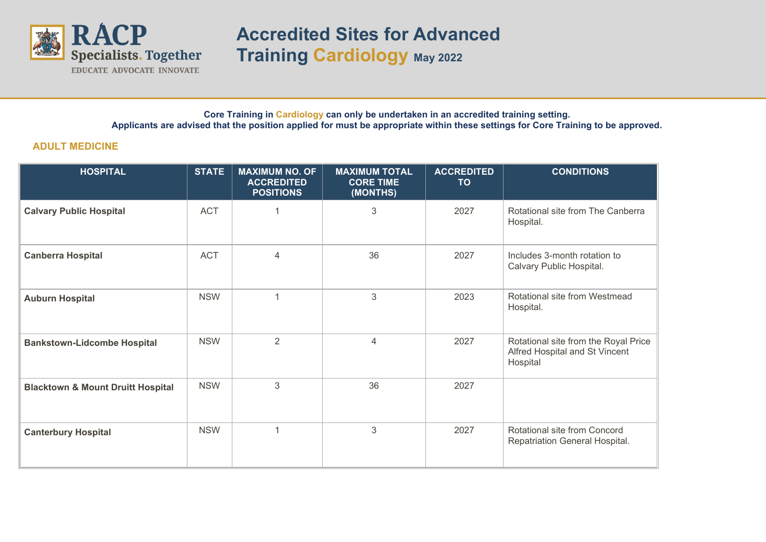# Accredited Sites for Advanced Training Cardiology May 2022

**Core Training in Cardiology can only be undertaken in an accredited training setting.**
**Applicants are advised that the position applied for must be appropriate within these settings for Core Training to be approved.**

## ADULT MEDICINE

| HOSPITAL | STATE | MAXIMUM NO. OF ACCREDITED POSITIONS | MAXIMUM TOTAL CORE TIME (MONTHS) | ACCREDITED TO | CONDITIONS |
|---|---|---|---|---|---|
| **Calvary Public Hospital** | ACT | 1 | 3 | 2027 | Rotational site from The Canberra Hospital. |
| **Canberra Hospital** | ACT | 4 | 36 | 2027 | Includes 3-month rotation to Calvary Public Hospital. |
| **Auburn Hospital** | NSW | 1 | 3 | 2023 | Rotational site from Westmead Hospital. |
| **Bankstown-Lidcombe Hospital** | NSW | 2 | 4 | 2027 | Rotational site from the Royal Price Alfred Hospital and St Vincent Hospital |
| **Blacktown & Mount Druitt Hospital** | NSW | 3 | 36 | 2027 | |
| **Canterbury Hospital** | NSW | 1 | 3 | 2027 | Rotational site from Concord Repatriation General Hospital. |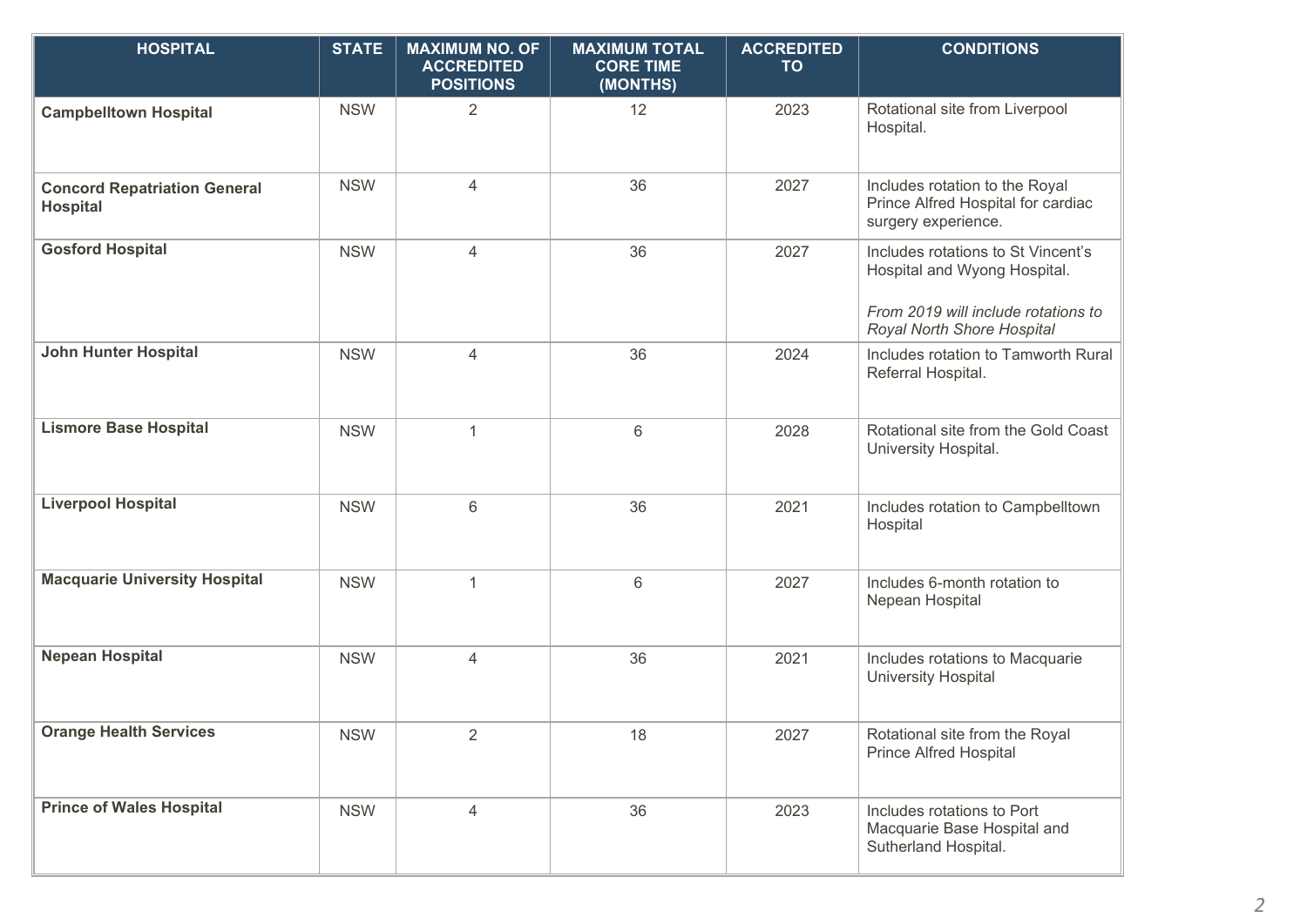| HOSPITAL | STATE | MAXIMUM NO. OF ACCREDITED POSITIONS | MAXIMUM TOTAL CORE TIME (MONTHS) | ACCREDITED TO | CONDITIONS |
|---|---|---|---|---|---|
| **Campbelltown Hospital** | NSW | 2 | 12 | 2023 | Rotational site from Liverpool Hospital. |
| **Concord Repatriation General Hospital** | NSW | 4 | 36 | 2027 | Includes rotation to the Royal Prince Alfred Hospital for cardiac surgery experience. |
| **Gosford Hospital** | NSW | 4 | 36 | 2027 | Includes rotations to St Vincent's Hospital and Wyong Hospital. *From 2019 will include rotations to Royal North Shore Hospital* |
| **John Hunter Hospital** | NSW | 4 | 36 | 2024 | Includes rotation to Tamworth Rural Referral Hospital. |
| **Lismore Base Hospital** | NSW | 1 | 6 | 2028 | Rotational site from the Gold Coast University Hospital. |
| **Liverpool Hospital** | NSW | 6 | 36 | 2021 | Includes rotation to Campbelltown Hospital |
| **Macquarie University Hospital** | NSW | 1 | 6 | 2027 | Includes 6-month rotation to Nepean Hospital |
| **Nepean Hospital** | NSW | 4 | 36 | 2021 | Includes rotations to Macquarie University Hospital |
| **Orange Health Services** | NSW | 2 | 18 | 2027 | Rotational site from the Royal Prince Alfred Hospital |
| **Prince of Wales Hospital** | NSW | 4 | 36 | 2023 | Includes rotations to Port Macquarie Base Hospital and Sutherland Hospital. |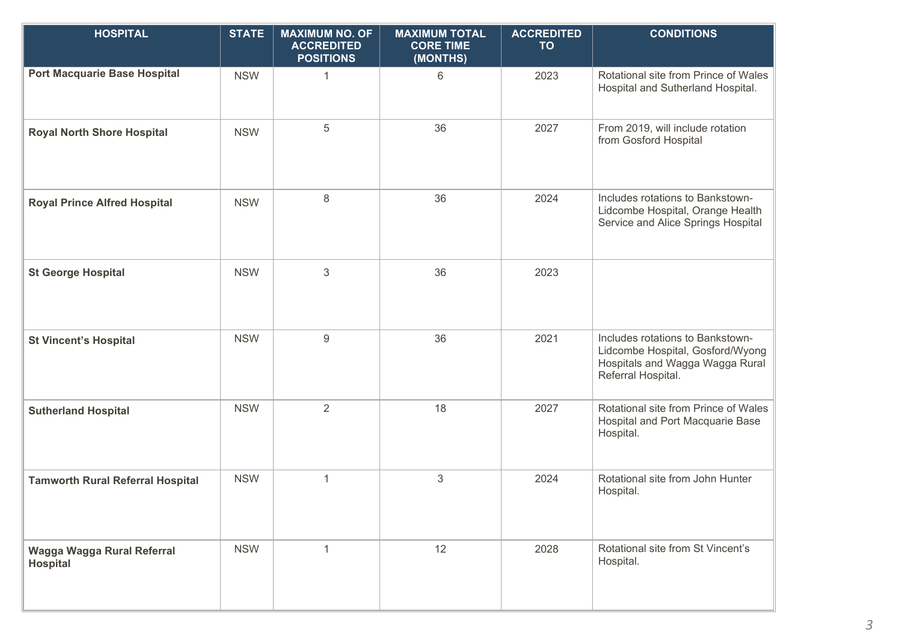| HOSPITAL | STATE | MAXIMUM NO. OF ACCREDITED POSITIONS | MAXIMUM TOTAL CORE TIME (MONTHS) | ACCREDITED TO | CONDITIONS |
|---|---|---|---|---|---|
| **Port Macquarie Base Hospital** | NSW | 1 | 6 | 2023 | Rotational site from Prince of Wales Hospital and Sutherland Hospital. |
| **Royal North Shore Hospital** | NSW | 5 | 36 | 2027 | From 2019, will include rotation from Gosford Hospital |
| **Royal Prince Alfred Hospital** | NSW | 8 | 36 | 2024 | Includes rotations to Bankstown-Lidcombe Hospital, Orange Health Service and Alice Springs Hospital |
| **St George Hospital** | NSW | 3 | 36 | 2023 | |
| **St Vincent's Hospital** | NSW | 9 | 36 | 2021 | Includes rotations to Bankstown-Lidcombe Hospital, Gosford/Wyong Hospitals and Wagga Wagga Rural Referral Hospital. |
| **Sutherland Hospital** | NSW | 2 | 18 | 2027 | Rotational site from Prince of Wales Hospital and Port Macquarie Base Hospital. |
| **Tamworth Rural Referral Hospital** | NSW | 1 | 3 | 2024 | Rotational site from John Hunter Hospital. |
| **Wagga Wagga Rural Referral Hospital** | NSW | 1 | 12 | 2028 | Rotational site from St Vincent's Hospital. |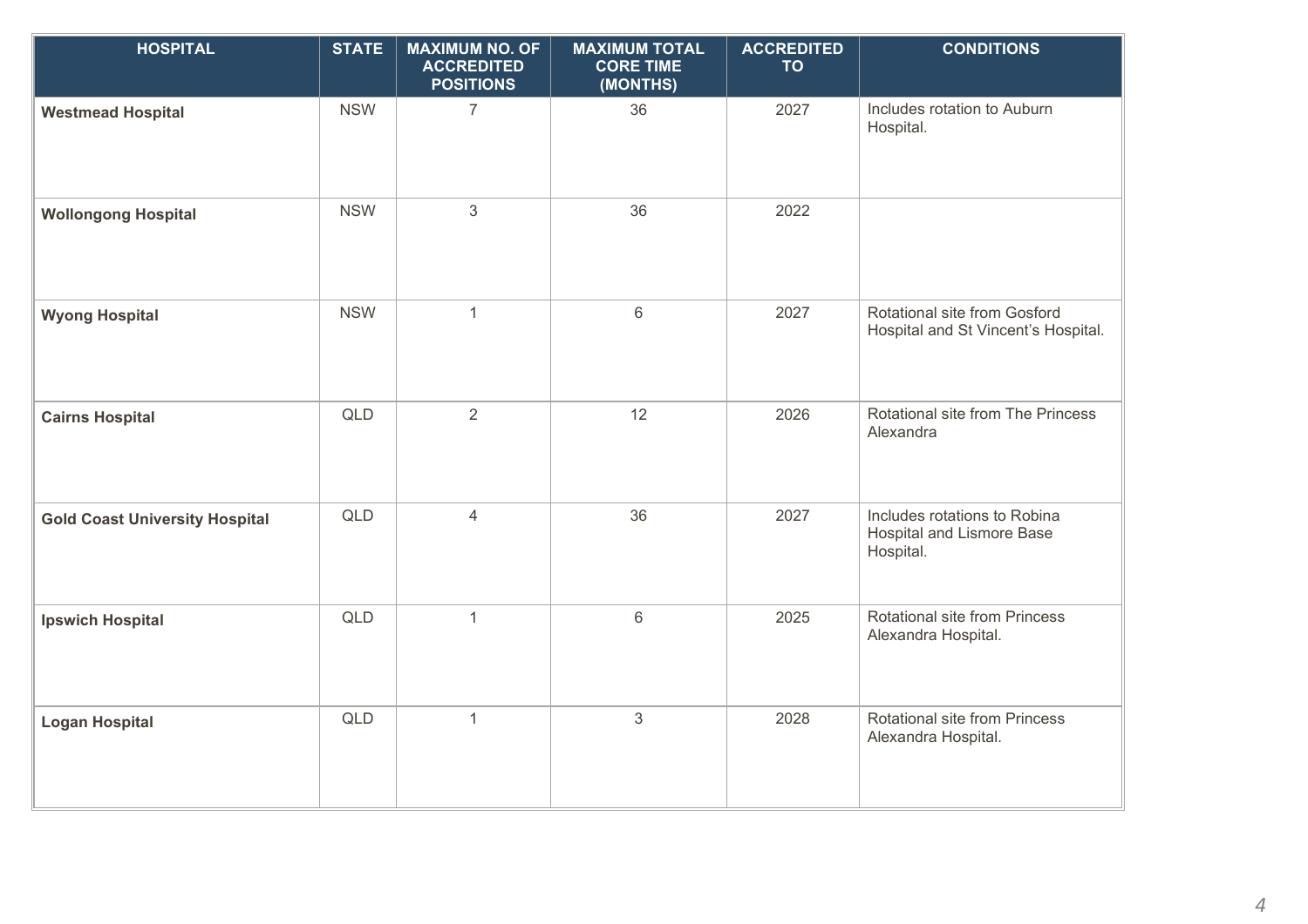| HOSPITAL | STATE | MAXIMUM NO. OF ACCREDITED POSITIONS | MAXIMUM TOTAL CORE TIME (MONTHS) | ACCREDITED TO | CONDITIONS |
|---|---|---|---|---|---|
| **Westmead Hospital** | NSW | 7 | 36 | 2027 | Includes rotation to Auburn Hospital. |
| **Wollongong Hospital** | NSW | 3 | 36 | 2022 | |
| **Wyong Hospital** | NSW | 1 | 6 | 2027 | Rotational site from Gosford Hospital and St Vincent's Hospital. |
| **Cairns Hospital** | QLD | 2 | 12 | 2026 | Rotational site from The Princess Alexandra |
| **Gold Coast University Hospital** | QLD | 4 | 36 | 2027 | Includes rotations to Robina Hospital and Lismore Base Hospital. |
| **Ipswich Hospital** | QLD | 1 | 6 | 2025 | Rotational site from Princess Alexandra Hospital. |
| **Logan Hospital** | QLD | 1 | 3 | 2028 | Rotational site from Princess Alexandra Hospital. |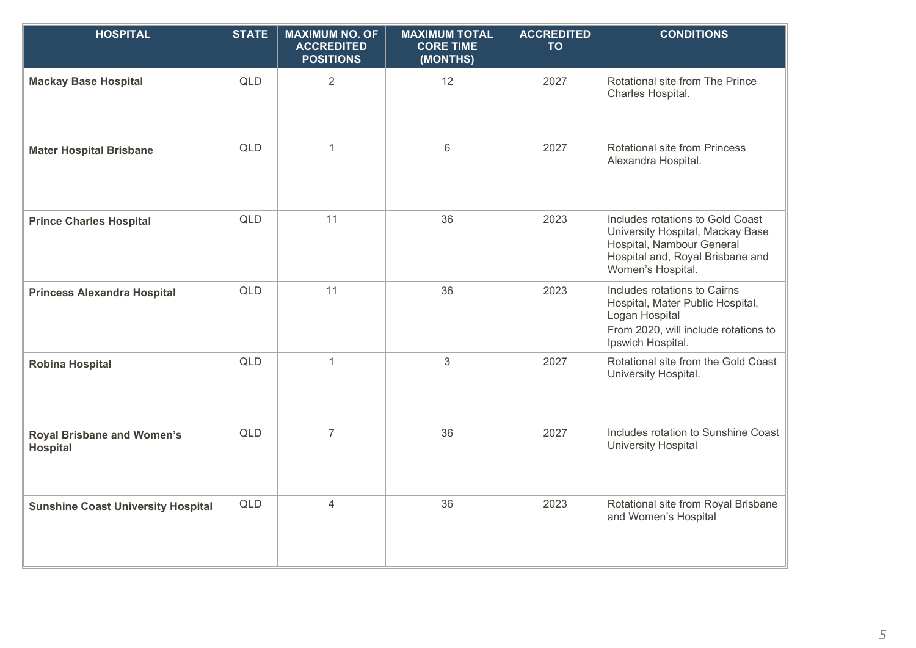| HOSPITAL | STATE | MAXIMUM NO. OF ACCREDITED POSITIONS | MAXIMUM TOTAL CORE TIME (MONTHS) | ACCREDITED TO | CONDITIONS |
|---|---|---|---|---|---|
| **Mackay Base Hospital** | QLD | 2 | 12 | 2027 | Rotational site from The Prince Charles Hospital. |
| **Mater Hospital Brisbane** | QLD | 1 | 6 | 2027 | Rotational site from Princess Alexandra Hospital. |
| **Prince Charles Hospital** | QLD | 11 | 36 | 2023 | Includes rotations to Gold Coast University Hospital, Mackay Base Hospital, Nambour General Hospital and, Royal Brisbane and Women's Hospital. |
| **Princess Alexandra Hospital** | QLD | 11 | 36 | 2023 | Includes rotations to Cairns Hospital, Mater Public Hospital, Logan Hospital<br>From 2020, will include rotations to Ipswich Hospital. |
| **Robina Hospital** | QLD | 1 | 3 | 2027 | Rotational site from the Gold Coast University Hospital. |
| **Royal Brisbane and Women's Hospital** | QLD | 7 | 36 | 2027 | Includes rotation to Sunshine Coast University Hospital |
| **Sunshine Coast University Hospital** | QLD | 4 | 36 | 2023 | Rotational site from Royal Brisbane and Women's Hospital |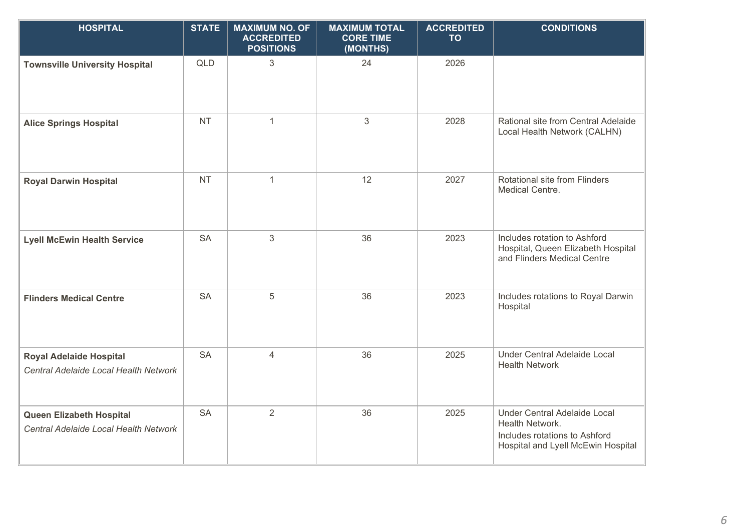| HOSPITAL | STATE | MAXIMUM NO. OF ACCREDITED POSITIONS | MAXIMUM TOTAL CORE TIME (MONTHS) | ACCREDITED TO | CONDITIONS |
|---|---|---|---|---|---|
| **Townsville University Hospital** | QLD | 3 | 24 | 2026 | |
| **Alice Springs Hospital** | NT | 1 | 3 | 2028 | Rational site from Central Adelaide Local Health Network (CALHN) |
| **Royal Darwin Hospital** | NT | 1 | 12 | 2027 | Rotational site from Flinders Medical Centre. |
| **Lyell McEwin Health Service** | SA | 3 | 36 | 2023 | Includes rotation to Ashford Hospital, Queen Elizabeth Hospital and Flinders Medical Centre |
| **Flinders Medical Centre** | SA | 5 | 36 | 2023 | Includes rotations to Royal Darwin Hospital |
| **Royal Adelaide Hospital** *Central Adelaide Local Health Network* | SA | 4 | 36 | 2025 | Under Central Adelaide Local Health Network |
| **Queen Elizabeth Hospital** *Central Adelaide Local Health Network* | SA | 2 | 36 | 2025 | Under Central Adelaide Local Health Network. Includes rotations to Ashford Hospital and Lyell McEwin Hospital |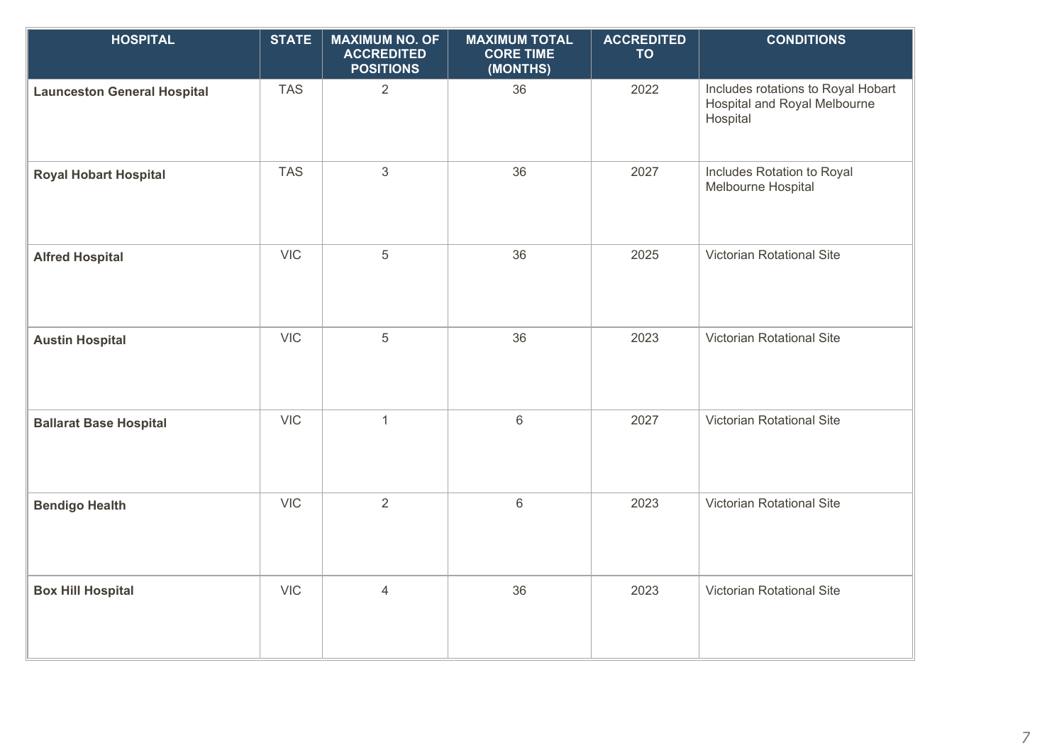| HOSPITAL | STATE | MAXIMUM NO. OF ACCREDITED POSITIONS | MAXIMUM TOTAL CORE TIME (MONTHS) | ACCREDITED TO | CONDITIONS |
|---|---|---|---|---|---|
| **Launceston General Hospital** | TAS | 2 | 36 | 2022 | Includes rotations to Royal Hobart Hospital and Royal Melbourne Hospital |
| **Royal Hobart Hospital** | TAS | 3 | 36 | 2027 | Includes Rotation to Royal Melbourne Hospital |
| **Alfred Hospital** | VIC | 5 | 36 | 2025 | Victorian Rotational Site |
| **Austin Hospital** | VIC | 5 | 36 | 2023 | Victorian Rotational Site |
| **Ballarat Base Hospital** | VIC | 1 | 6 | 2027 | Victorian Rotational Site |
| **Bendigo Health** | VIC | 2 | 6 | 2023 | Victorian Rotational Site |
| **Box Hill Hospital** | VIC | 4 | 36 | 2023 | Victorian Rotational Site |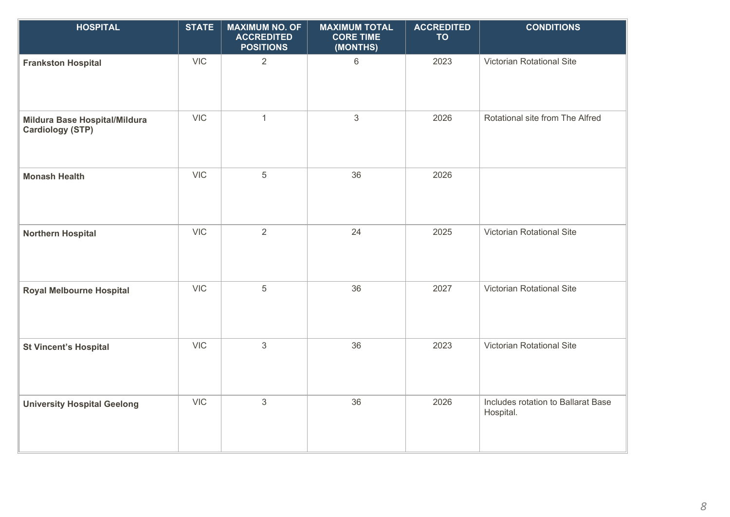| HOSPITAL | STATE | MAXIMUM NO. OF ACCREDITED POSITIONS | MAXIMUM TOTAL CORE TIME (MONTHS) | ACCREDITED TO | CONDITIONS |
|---|---|---|---|---|---|
| **Frankston Hospital** | VIC | 2 | 6 | 2023 | Victorian Rotational Site |
| **Mildura Base Hospital/Mildura Cardiology (STP)** | VIC | 1 | 3 | 2026 | Rotational site from The Alfred |
| **Monash Health** | VIC | 5 | 36 | 2026 | |
| **Northern Hospital** | VIC | 2 | 24 | 2025 | Victorian Rotational Site |
| **Royal Melbourne Hospital** | VIC | 5 | 36 | 2027 | Victorian Rotational Site |
| **St Vincent's Hospital** | VIC | 3 | 36 | 2023 | Victorian Rotational Site |
| **University Hospital Geelong** | VIC | 3 | 36 | 2026 | Includes rotation to Ballarat Base Hospital. |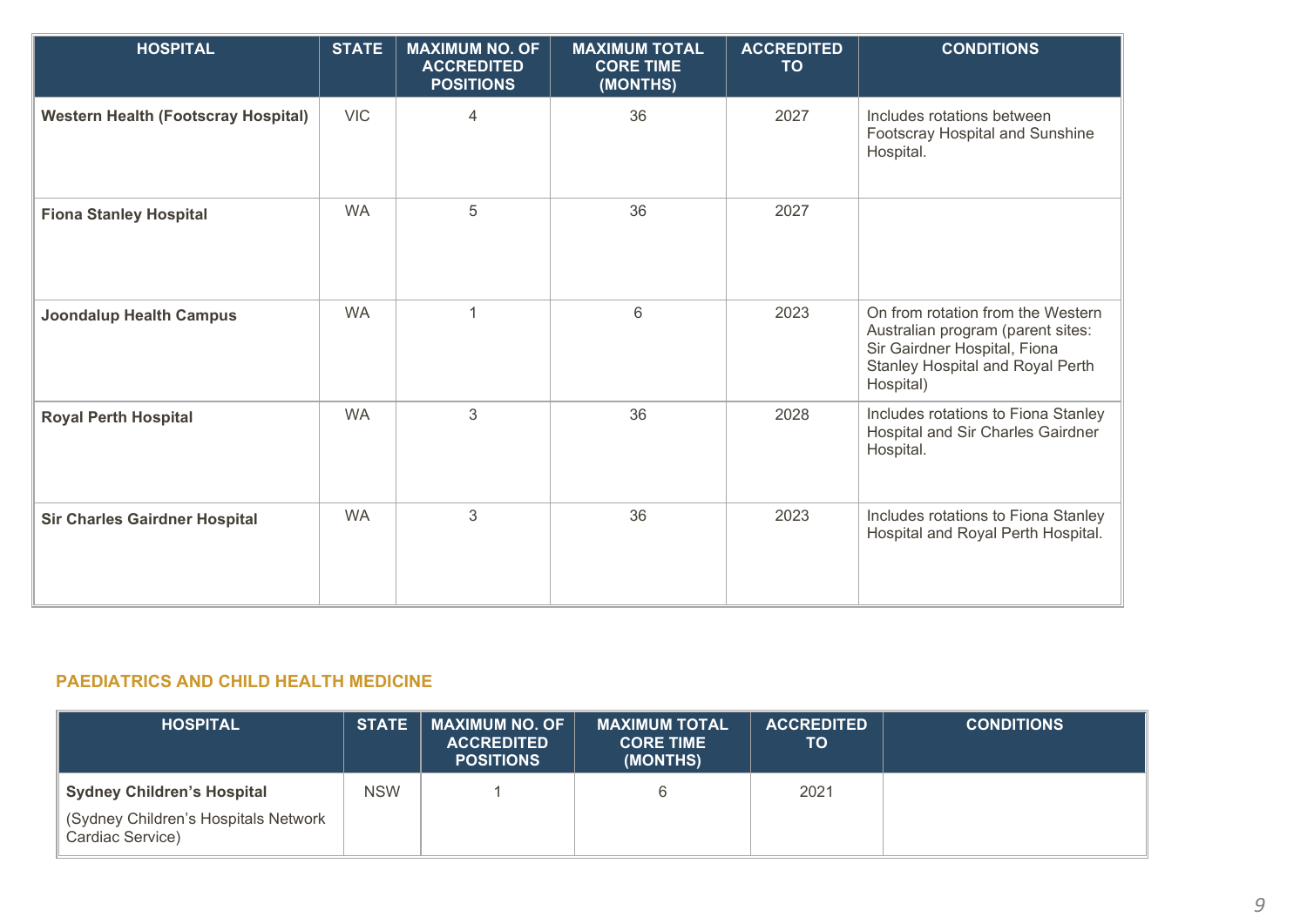| HOSPITAL | STATE | MAXIMUM NO. OF ACCREDITED POSITIONS | MAXIMUM TOTAL CORE TIME (MONTHS) | ACCREDITED TO | CONDITIONS |
|---|---|---|---|---|---|
| **Western Health (Footscray Hospital)** | VIC | 4 | 36 | 2027 | Includes rotations between Footscray Hospital and Sunshine Hospital. |
| **Fiona Stanley Hospital** | WA | 5 | 36 | 2027 | |
| **Joondalup Health Campus** | WA | 1 | 6 | 2023 | On from rotation from the Western Australian program (parent sites: Sir Gairdner Hospital, Fiona Stanley Hospital and Royal Perth Hospital) |
| **Royal Perth Hospital** | WA | 3 | 36 | 2028 | Includes rotations to Fiona Stanley Hospital and Sir Charles Gairdner Hospital. |
| **Sir Charles Gairdner Hospital** | WA | 3 | 36 | 2023 | Includes rotations to Fiona Stanley Hospital and Royal Perth Hospital. |

## PAEDIATRICS AND CHILD HEALTH MEDICINE

| HOSPITAL | STATE | MAXIMUM NO. OF ACCREDITED POSITIONS | MAXIMUM TOTAL CORE TIME (MONTHS) | ACCREDITED TO | CONDITIONS |
|---|---|---|---|---|---|
| **Sydney Children's Hospital** (Sydney Children's Hospitals Network Cardiac Service) | NSW | 1 | 6 | 2021 | |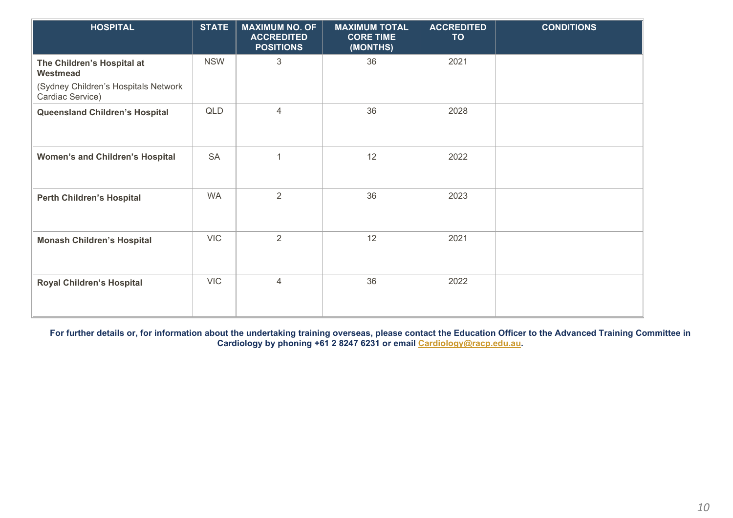| HOSPITAL | STATE | MAXIMUM NO. OF ACCREDITED POSITIONS | MAXIMUM TOTAL CORE TIME (MONTHS) | ACCREDITED TO | CONDITIONS |
|---|---|---|---|---|---|
| **The Children's Hospital at Westmead** (Sydney Children's Hospitals Network Cardiac Service) | NSW | 3 | 36 | 2021 | |
| **Queensland Children's Hospital** | QLD | 4 | 36 | 2028 | |
| **Women's and Children's Hospital** | SA | 1 | 12 | 2022 | |
| **Perth Children's Hospital** | WA | 2 | 36 | 2023 | |
| **Monash Children's Hospital** | VIC | 2 | 12 | 2021 | |
| **Royal Children's Hospital** | VIC | 4 | 36 | 2022 | |

**For further details or, for information about the undertaking training overseas, please contact the Education Officer to the Advanced Training Committee in Cardiology by phoning +61 2 8247 6231 or email Cardiology@racp.edu.au.**